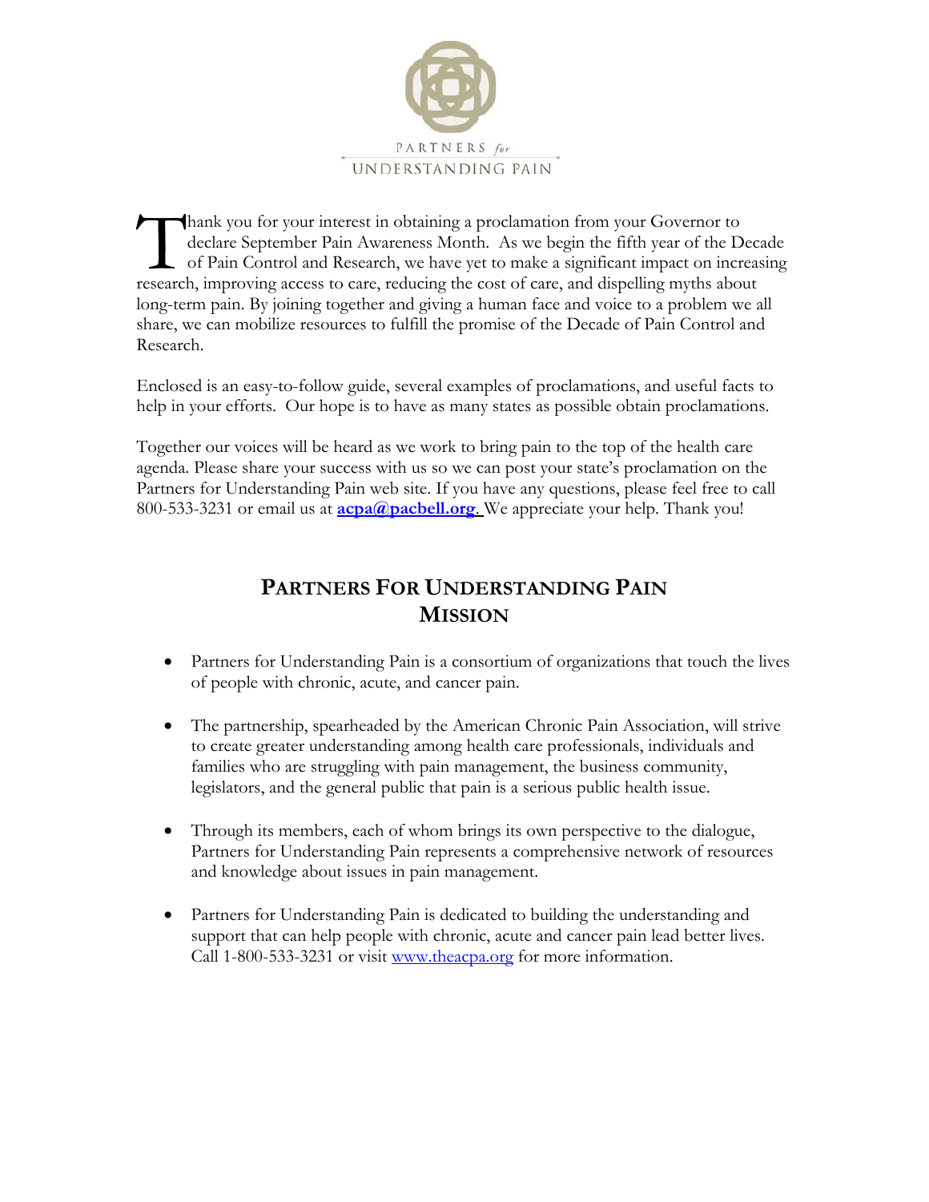PARTNERS *for* UNDERSTANDING PAIN

Thank you for your interest in obtaining a proclamation from your Governor to declare September Pain Awareness Month. As we begin the fifth year of the Decade of Pain Control and Research, we have yet to make a significant impact on increasing research, improving access to care, reducing the cost of care, and dispelling myths about long-term pain. By joining together and giving a human face and voice to a problem we all share, we can mobilize resources to fulfill the promise of the Decade of Pain Control and Research.

Enclosed is an easy-to-follow guide, several examples of proclamations, and useful facts to help in your efforts. Our hope is to have as many states as possible obtain proclamations.

Together our voices will be heard as we work to bring pain to the top of the health care agenda. Please share your success with us so we can post your state's proclamation on the Partners for Understanding Pain web site. If you have any questions, please feel free to call 800-533-3231 or email us at **acpa@pacbell.org**. We appreciate your help. Thank you!

## PARTNERS FOR UNDERSTANDING PAIN MISSION

- Partners for Understanding Pain is a consortium of organizations that touch the lives of people with chronic, acute, and cancer pain.
- The partnership, spearheaded by the American Chronic Pain Association, will strive to create greater understanding among health care professionals, individuals and families who are struggling with pain management, the business community, legislators, and the general public that pain is a serious public health issue.
- Through its members, each of whom brings its own perspective to the dialogue, Partners for Understanding Pain represents a comprehensive network of resources and knowledge about issues in pain management.
- Partners for Understanding Pain is dedicated to building the understanding and support that can help people with chronic, acute and cancer pain lead better lives. Call 1-800-533-3231 or visit www.theacpa.org for more information.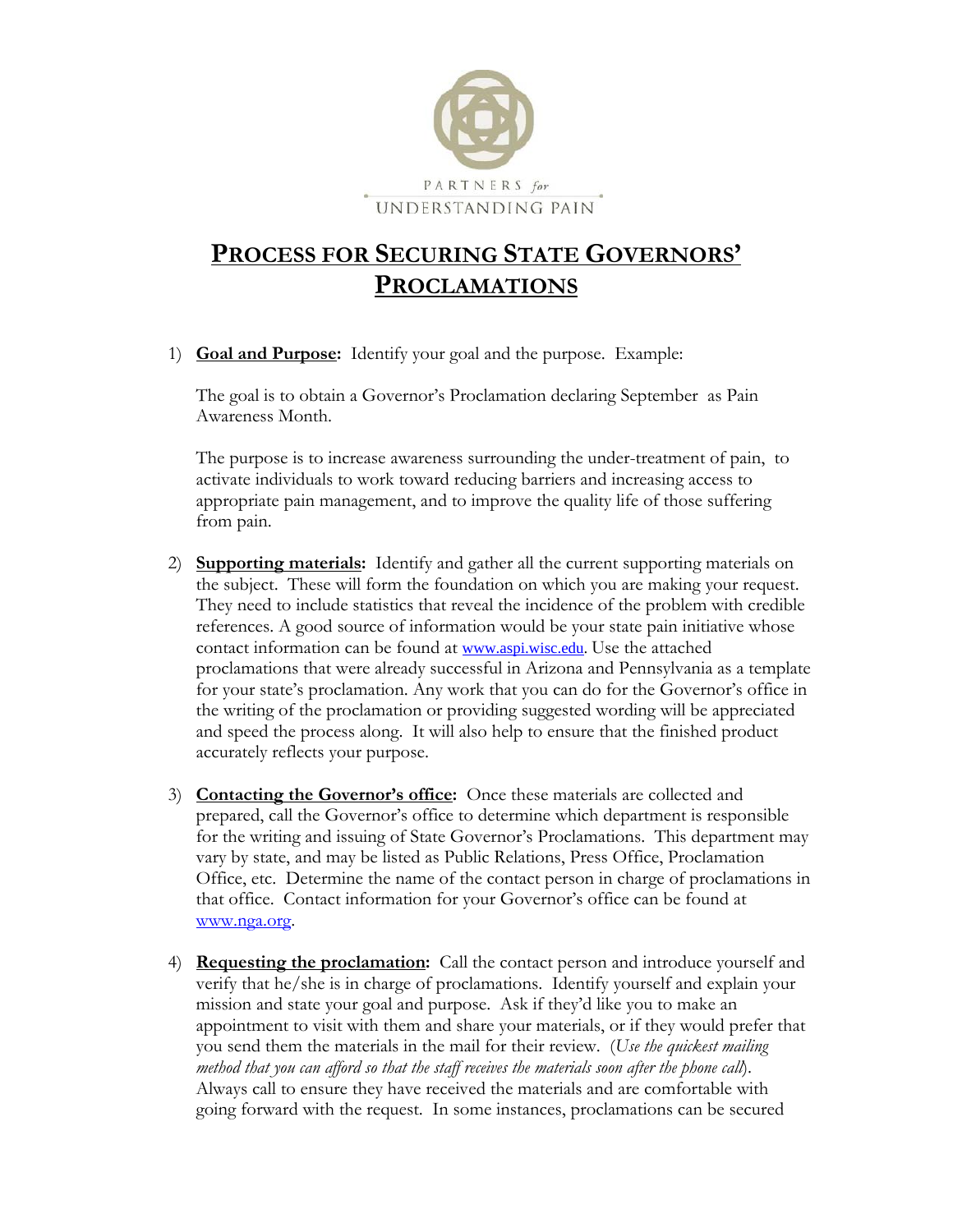PARTNERS *for* UNDERSTANDING PAIN

# PROCESS FOR SECURING STATE GOVERNORS' PROCLAMATIONS

1) **Goal and Purpose:** Identify your goal and the purpose. Example:

   The goal is to obtain a Governor's Proclamation declaring September as Pain Awareness Month.

   The purpose is to increase awareness surrounding the under-treatment of pain, to activate individuals to work toward reducing barriers and increasing access to appropriate pain management, and to improve the quality life of those suffering from pain.

2) **Supporting materials:** Identify and gather all the current supporting materials on the subject. These will form the foundation on which you are making your request. They need to include statistics that reveal the incidence of the problem with credible references. A good source of information would be your state pain initiative whose contact information can be found at www.aspi.wisc.edu. Use the attached proclamations that were already successful in Arizona and Pennsylvania as a template for your state's proclamation. Any work that you can do for the Governor's office in the writing of the proclamation or providing suggested wording will be appreciated and speed the process along. It will also help to ensure that the finished product accurately reflects your purpose.

3) **Contacting the Governor's office:** Once these materials are collected and prepared, call the Governor's office to determine which department is responsible for the writing and issuing of State Governor's Proclamations. This department may vary by state, and may be listed as Public Relations, Press Office, Proclamation Office, etc. Determine the name of the contact person in charge of proclamations in that office. Contact information for your Governor's office can be found at www.nga.org.

4) **Requesting the proclamation:** Call the contact person and introduce yourself and verify that he/she is in charge of proclamations. Identify yourself and explain your mission and state your goal and purpose. Ask if they'd like you to make an appointment to visit with them and share your materials, or if they would prefer that you send them the materials in the mail for their review. (*Use the quickest mailing method that you can afford so that the staff receives the materials soon after the phone call*). Always call to ensure they have received the materials and are comfortable with going forward with the request. In some instances, proclamations can be secured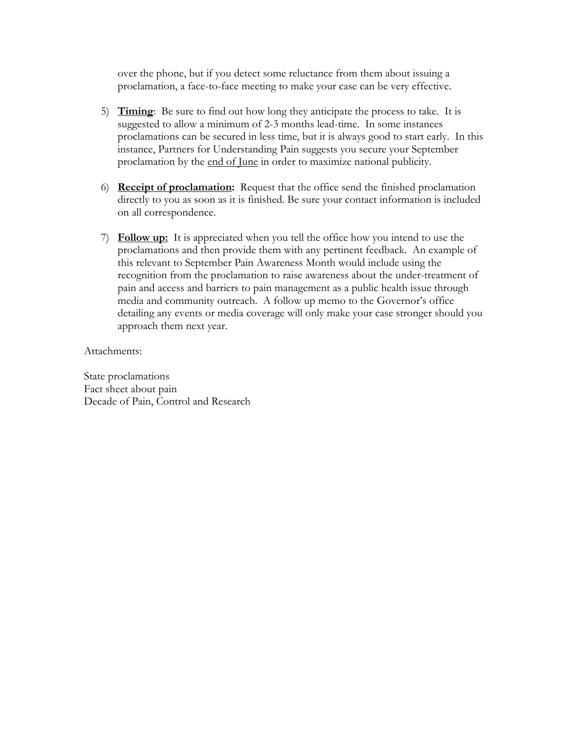over the phone, but if you detect some reluctance from them about issuing a proclamation, a face-to-face meeting to make your case can be very effective.

5) **<u>Timing</u>**: Be sure to find out how long they anticipate the process to take. It is suggested to allow a minimum of 2-3 months lead-time. In some instances proclamations can be secured in less time, but it is always good to start early. In this instance, Partners for Understanding Pain suggests you secure your September proclamation by the <u>end of June</u> in order to maximize national publicity.

6) **<u>Receipt of proclamation</u>:** Request that the office send the finished proclamation directly to you as soon as it is finished. Be sure your contact information is included on all correspondence.

7) **<u>Follow up:</u>** It is appreciated when you tell the office how you intend to use the proclamations and then provide them with any pertinent feedback. An example of this relevant to September Pain Awareness Month would include using the recognition from the proclamation to raise awareness about the under-treatment of pain and access and barriers to pain management as a public health issue through media and community outreach. A follow up memo to the Governor's office detailing any events or media coverage will only make your case stronger should you approach them next year.

Attachments:

State proclamations
Fact sheet about pain
Decade of Pain, Control and Research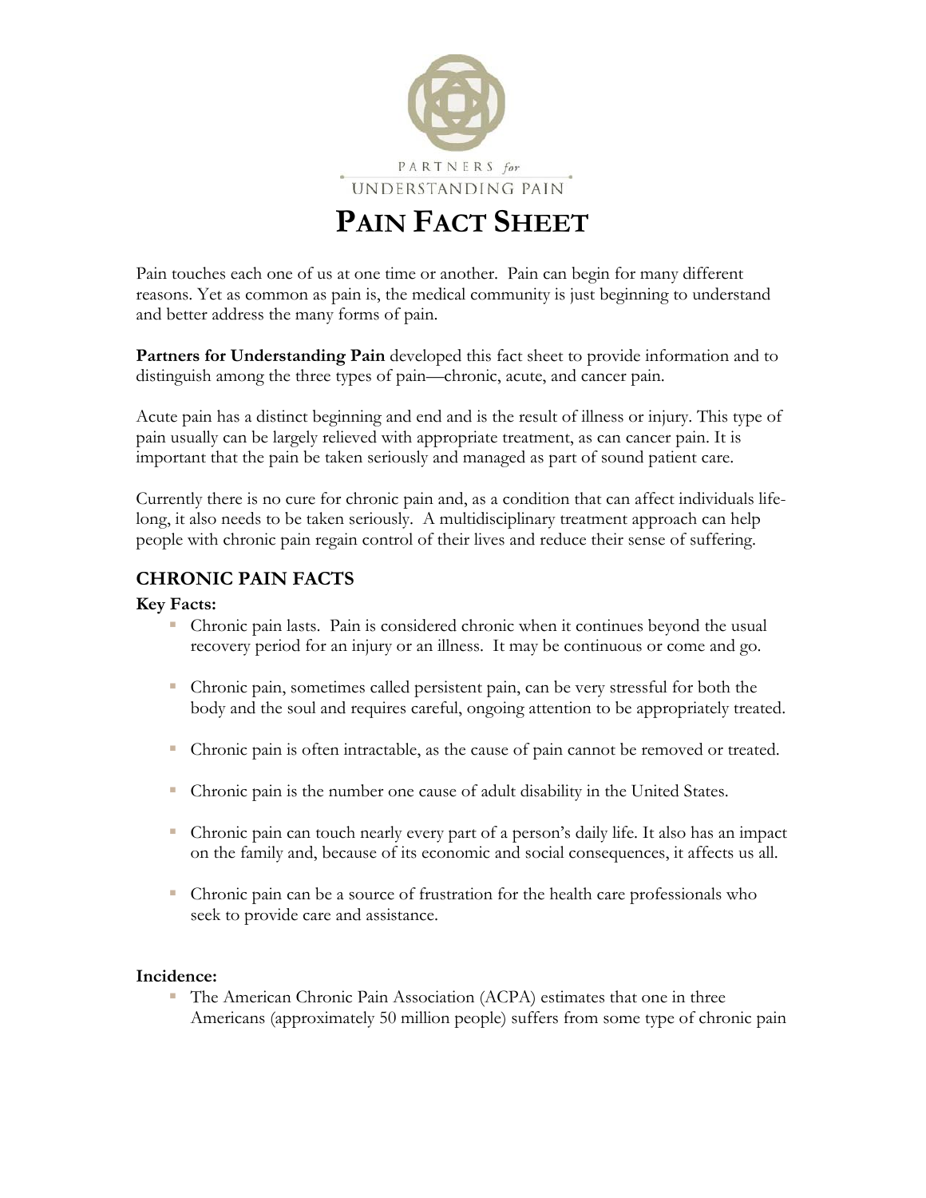PARTNERS *for* UNDERSTANDING PAIN

# PAIN FACT SHEET

Pain touches each one of us at one time or another. Pain can begin for many different reasons. Yet as common as pain is, the medical community is just beginning to understand and better address the many forms of pain.

**Partners for Understanding Pain** developed this fact sheet to provide information and to distinguish among the three types of pain—chronic, acute, and cancer pain.

Acute pain has a distinct beginning and end and is the result of illness or injury. This type of pain usually can be largely relieved with appropriate treatment, as can cancer pain. It is important that the pain be taken seriously and managed as part of sound patient care.

Currently there is no cure for chronic pain and, as a condition that can affect individuals life-long, it also needs to be taken seriously. A multidisciplinary treatment approach can help people with chronic pain regain control of their lives and reduce their sense of suffering.

## CHRONIC PAIN FACTS

**Key Facts:**

- Chronic pain lasts. Pain is considered chronic when it continues beyond the usual recovery period for an injury or an illness. It may be continuous or come and go.
- Chronic pain, sometimes called persistent pain, can be very stressful for both the body and the soul and requires careful, ongoing attention to be appropriately treated.
- Chronic pain is often intractable, as the cause of pain cannot be removed or treated.
- Chronic pain is the number one cause of adult disability in the United States.
- Chronic pain can touch nearly every part of a person's daily life. It also has an impact on the family and, because of its economic and social consequences, it affects us all.
- Chronic pain can be a source of frustration for the health care professionals who seek to provide care and assistance.

**Incidence:**

- The American Chronic Pain Association (ACPA) estimates that one in three Americans (approximately 50 million people) suffers from some type of chronic pain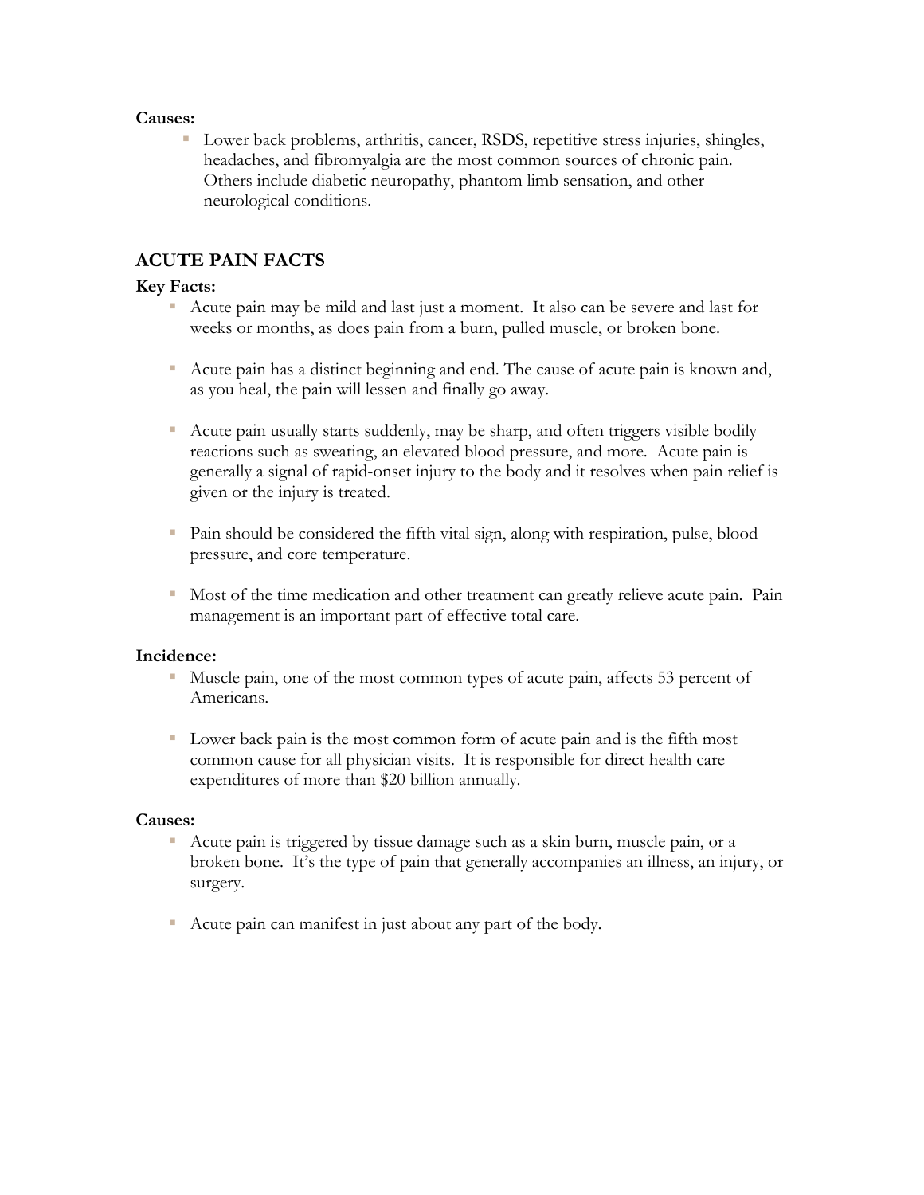**Causes:**

- Lower back problems, arthritis, cancer, RSDS, repetitive stress injuries, shingles, headaches, and fibromyalgia are the most common sources of chronic pain. Others include diabetic neuropathy, phantom limb sensation, and other neurological conditions.

## ACUTE PAIN FACTS

**Key Facts:**

- Acute pain may be mild and last just a moment. It also can be severe and last for weeks or months, as does pain from a burn, pulled muscle, or broken bone.

- Acute pain has a distinct beginning and end. The cause of acute pain is known and, as you heal, the pain will lessen and finally go away.

- Acute pain usually starts suddenly, may be sharp, and often triggers visible bodily reactions such as sweating, an elevated blood pressure, and more. Acute pain is generally a signal of rapid-onset injury to the body and it resolves when pain relief is given or the injury is treated.

- Pain should be considered the fifth vital sign, along with respiration, pulse, blood pressure, and core temperature.

- Most of the time medication and other treatment can greatly relieve acute pain. Pain management is an important part of effective total care.

**Incidence:**

- Muscle pain, one of the most common types of acute pain, affects 53 percent of Americans.

- Lower back pain is the most common form of acute pain and is the fifth most common cause for all physician visits. It is responsible for direct health care expenditures of more than $20 billion annually.

**Causes:**

- Acute pain is triggered by tissue damage such as a skin burn, muscle pain, or a broken bone. It's the type of pain that generally accompanies an illness, an injury, or surgery.

- Acute pain can manifest in just about any part of the body.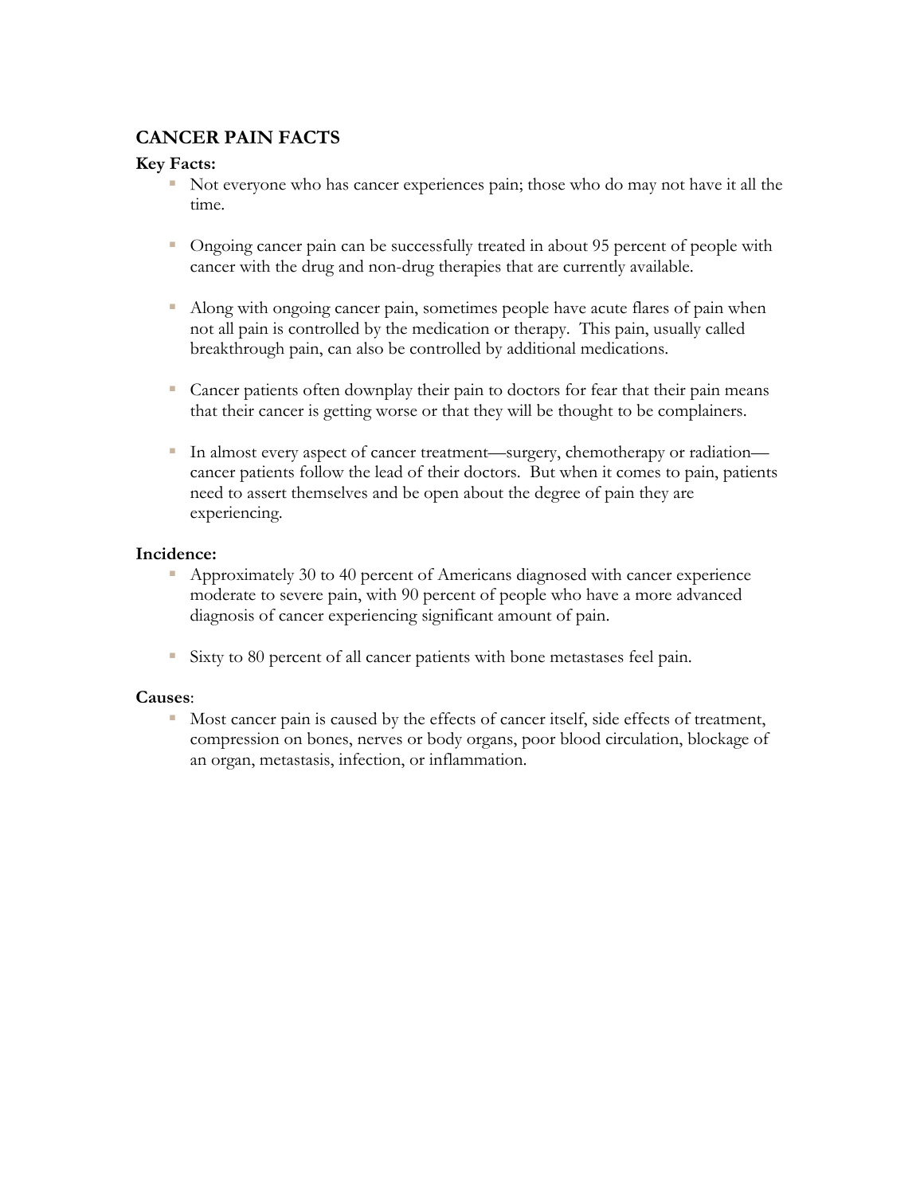## CANCER PAIN FACTS

**Key Facts:**

- Not everyone who has cancer experiences pain; those who do may not have it all the time.

- Ongoing cancer pain can be successfully treated in about 95 percent of people with cancer with the drug and non-drug therapies that are currently available.

- Along with ongoing cancer pain, sometimes people have acute flares of pain when not all pain is controlled by the medication or therapy. This pain, usually called breakthrough pain, can also be controlled by additional medications.

- Cancer patients often downplay their pain to doctors for fear that their pain means that their cancer is getting worse or that they will be thought to be complainers.

- In almost every aspect of cancer treatment—surgery, chemotherapy or radiation—cancer patients follow the lead of their doctors. But when it comes to pain, patients need to assert themselves and be open about the degree of pain they are experiencing.

**Incidence:**

- Approximately 30 to 40 percent of Americans diagnosed with cancer experience moderate to severe pain, with 90 percent of people who have a more advanced diagnosis of cancer experiencing significant amount of pain.

- Sixty to 80 percent of all cancer patients with bone metastases feel pain.

**Causes**:

- Most cancer pain is caused by the effects of cancer itself, side effects of treatment, compression on bones, nerves or body organs, poor blood circulation, blockage of an organ, metastasis, infection, or inflammation.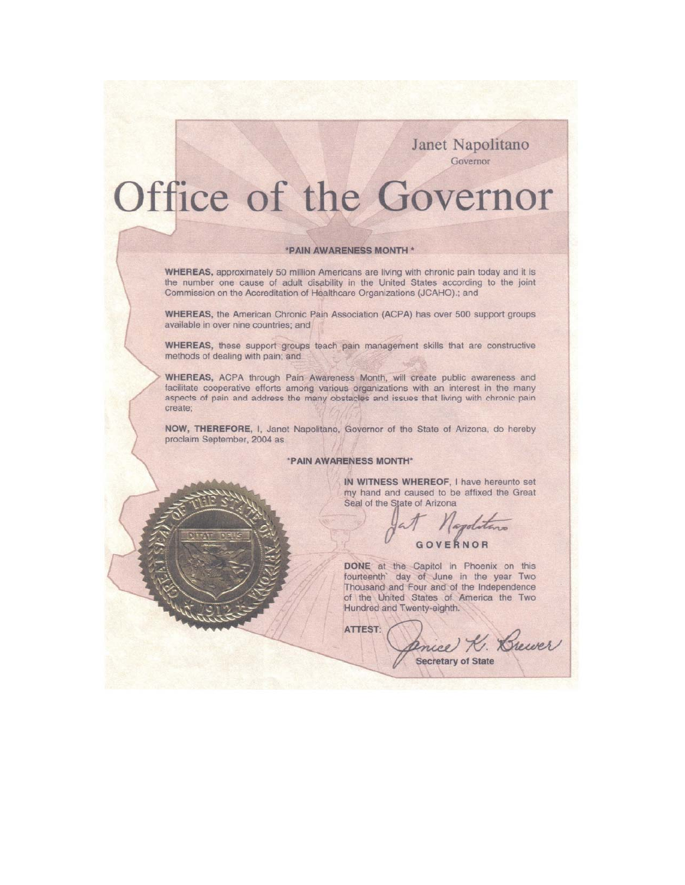Janet Napolitano
Governor

# Office of the Governor

**\*PAIN AWARENESS MONTH \***

**WHEREAS,** approximately 50 million Americans are living with chronic pain today and it is the number one cause of adult disability in the United States according to the joint Commission on the Accreditation of Healthcare Organizations (JCAHO).; and

**WHEREAS,** the American Chronic Pain Association (ACPA) has over 500 support groups available in over nine countries; and

**WHEREAS,** these support groups teach pain management skills that are constructive methods of dealing with pain; and

**WHEREAS,** ACPA through Pain Awareness Month, will create public awareness and facilitate cooperative efforts among various organizations with an interest in the many aspects of pain and address the many obstacles and issues that living with chronic pain create;

**NOW, THEREFORE,** I, Janet Napolitano, Governor of the State of Arizona, do hereby proclaim September, 2004 as

**\*PAIN AWARENESS MONTH\***

**IN WITNESS WHEREOF,** I have hereunto set my hand and caused to be affixed the Great Seal of the State of Arizona

Jat Napolitano
GOVERNOR

**DONE** at the Capitol in Phoenix on this fourteenth day of June in the year Two Thousand and Four and of the Independence of the United States of America the Two Hundred and Twenty-eighth.

ATTEST: Janice K. Brewer
**Secretary of State**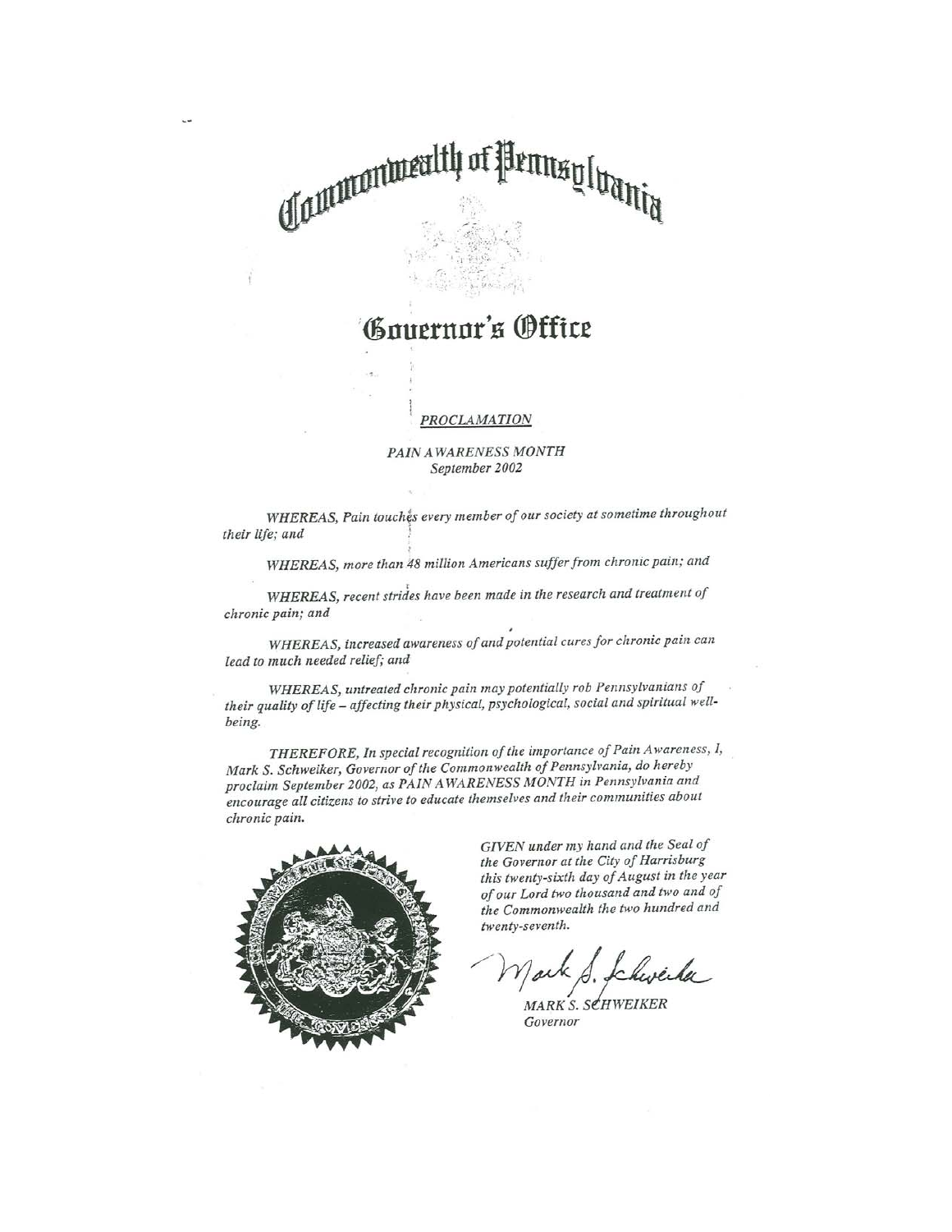# Commonwealth of Pennsylvania

## Governor's Office

*PROCLAMATION*

*PAIN AWARENESS MONTH*
*September 2002*

*WHEREAS, Pain touches every member of our society at sometime throughout their life; and*

*WHEREAS, more than 48 million Americans suffer from chronic pain; and*

*WHEREAS, recent strides have been made in the research and treatment of chronic pain; and*

*WHEREAS, increased awareness of and potential cures for chronic pain can lead to much needed relief; and*

*WHEREAS, untreated chronic pain may potentially rob Pennsylvanians of their quality of life – affecting their physical, psychological, social and spiritual well-being.*

*THEREFORE, In special recognition of the importance of Pain Awareness, I, Mark S. Schweiker, Governor of the Commonwealth of Pennsylvania, do hereby proclaim September 2002, as PAIN AWARENESS MONTH in Pennsylvania and encourage all citizens to strive to educate themselves and their communities about chronic pain.*

*GIVEN under my hand and the Seal of the Governor at the City of Harrisburg this twenty-sixth day of August in the year of our Lord two thousand and two and of the Commonwealth the two hundred and twenty-seventh.*

Mark S. Schweiker

*MARK S. SCHWEIKER*
*Governor*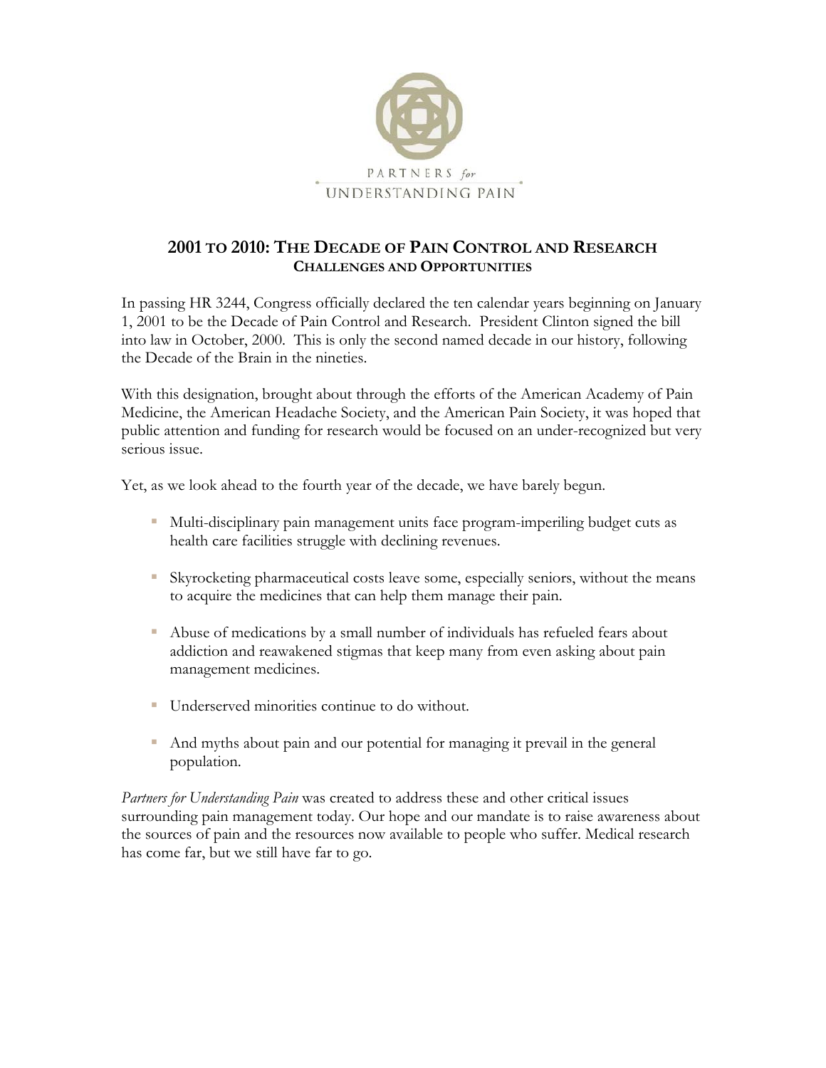PARTNERS *for*

UNDERSTANDING PAIN

## 2001 TO 2010: THE DECADE OF PAIN CONTROL AND RESEARCH

### CHALLENGES AND OPPORTUNITIES

In passing HR 3244, Congress officially declared the ten calendar years beginning on January 1, 2001 to be the Decade of Pain Control and Research. President Clinton signed the bill into law in October, 2000. This is only the second named decade in our history, following the Decade of the Brain in the nineties.

With this designation, brought about through the efforts of the American Academy of Pain Medicine, the American Headache Society, and the American Pain Society, it was hoped that public attention and funding for research would be focused on an under-recognized but very serious issue.

Yet, as we look ahead to the fourth year of the decade, we have barely begun.

- Multi-disciplinary pain management units face program-imperiling budget cuts as health care facilities struggle with declining revenues.
- Skyrocketing pharmaceutical costs leave some, especially seniors, without the means to acquire the medicines that can help them manage their pain.
- Abuse of medications by a small number of individuals has refueled fears about addiction and reawakened stigmas that keep many from even asking about pain management medicines.
- Underserved minorities continue to do without.
- And myths about pain and our potential for managing it prevail in the general population.

*Partners for Understanding Pain* was created to address these and other critical issues surrounding pain management today. Our hope and our mandate is to raise awareness about the sources of pain and the resources now available to people who suffer. Medical research has come far, but we still have far to go.